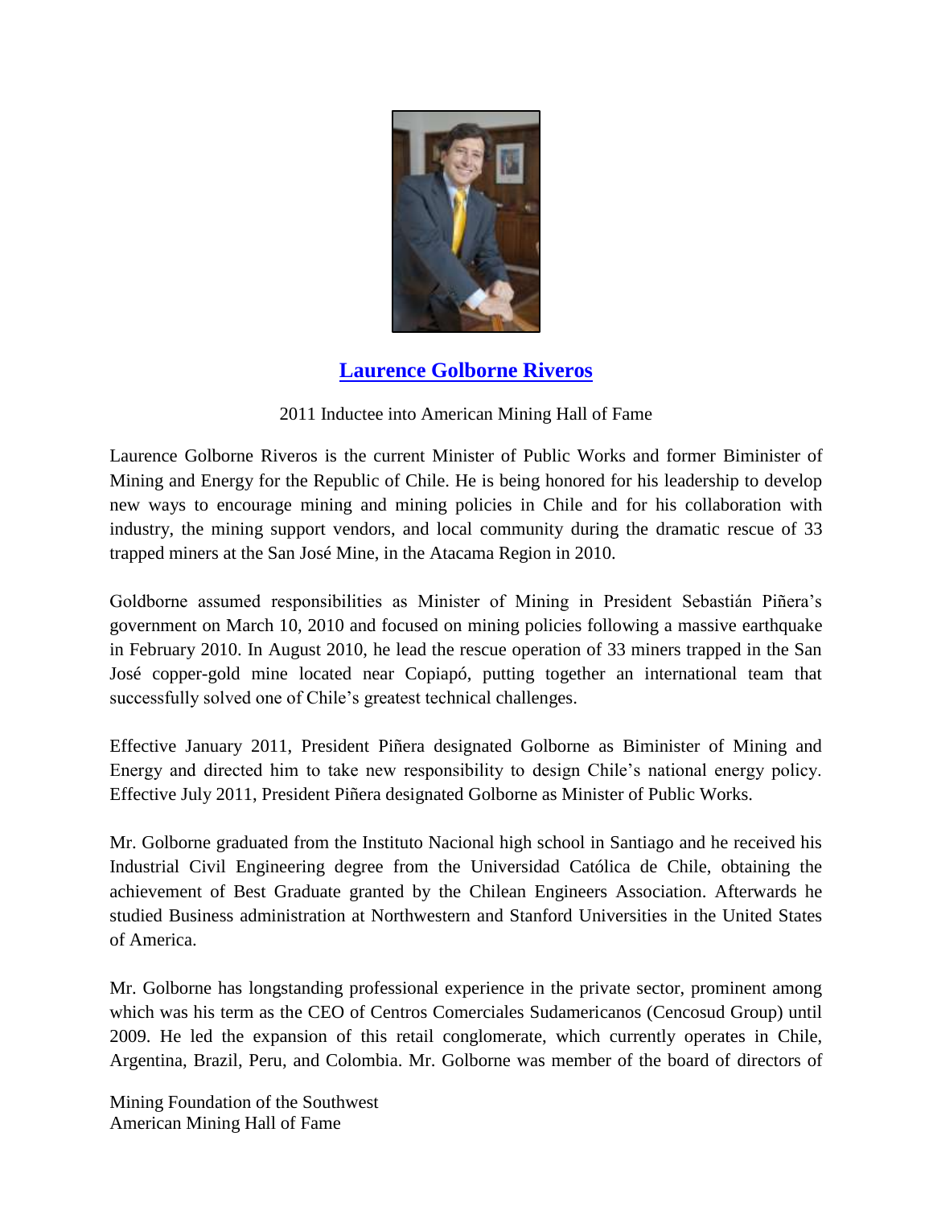## Laurence Golborne Riveros

2011 Inductee into American Mining Hall of Fame

Laurence Golborne Riveros is the current Minister of Public Works and former Biminister of Mining and Energy for the Republic of Chile. He is being honored for his leadership to develop new ways to encourage mining and mining policies in Chile and for his collaboration with industry, the mining support vendors, and local community during the dramatic rescue of 33 trapped miners at the San José Mine, in the Atacama Region in 2010.

Goldborne assumed responsibilities as Minister of Mining in President Sebastián Piñera's government on March 10, 2010 and focused on mining policies following a massive earthquake in February 2010. In August 2010, he lead the rescue operation of 33 miners trapped in the San José copper-gold mine located near Copiapó, putting together an international team that successfully solved one of Chile's greatest technical challenges.

Effective January 2011, President Piñera designated Golborne as Biminister of Mining and Energy and directed him to take new responsibility to design Chile's national energy policy. Effective July 2011, President Piñera designated Golborne as Minister of Public Works.

Mr. Golborne graduated from the Instituto Nacional high school in Santiago and he received his Industrial Civil Engineering degree from the Universidad Católica de Chile, obtaining the achievement of Best Graduate granted by the Chilean Engineers Association. Afterwards he studied Business administration at Northwestern and Stanford Universities in the United States of America.

Mr. Golborne has longstanding professional experience in the private sector, prominent among which was his term as the CEO of Centros Comerciales Sudamericanos (Cencosud Group) until 2009. He led the expansion of this retail conglomerate, which currently operates in Chile, Argentina, Brazil, Peru, and Colombia. Mr. Golborne was member of the board of directors of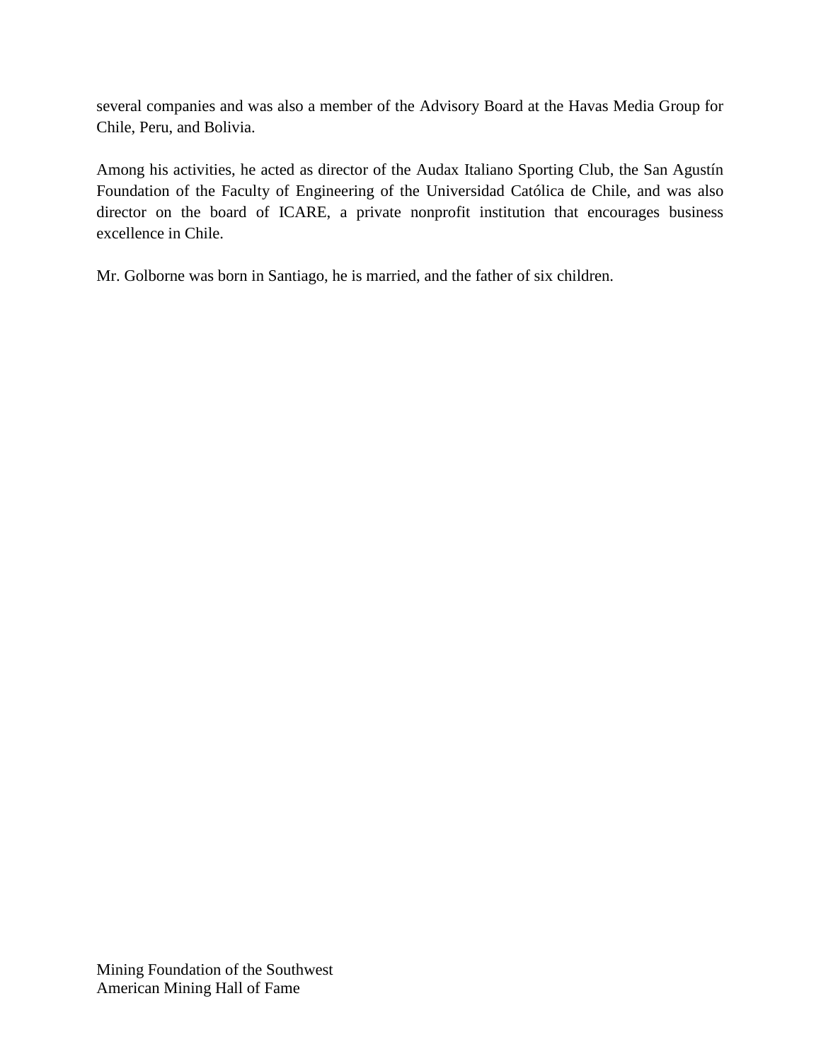several companies and was also a member of the Advisory Board at the Havas Media Group for Chile, Peru, and Bolivia.

Among his activities, he acted as director of the Audax Italiano Sporting Club, the San Agustín Foundation of the Faculty of Engineering of the Universidad Católica de Chile, and was also director on the board of ICARE, a private nonprofit institution that encourages business excellence in Chile.

Mr. Golborne was born in Santiago, he is married, and the father of six children.